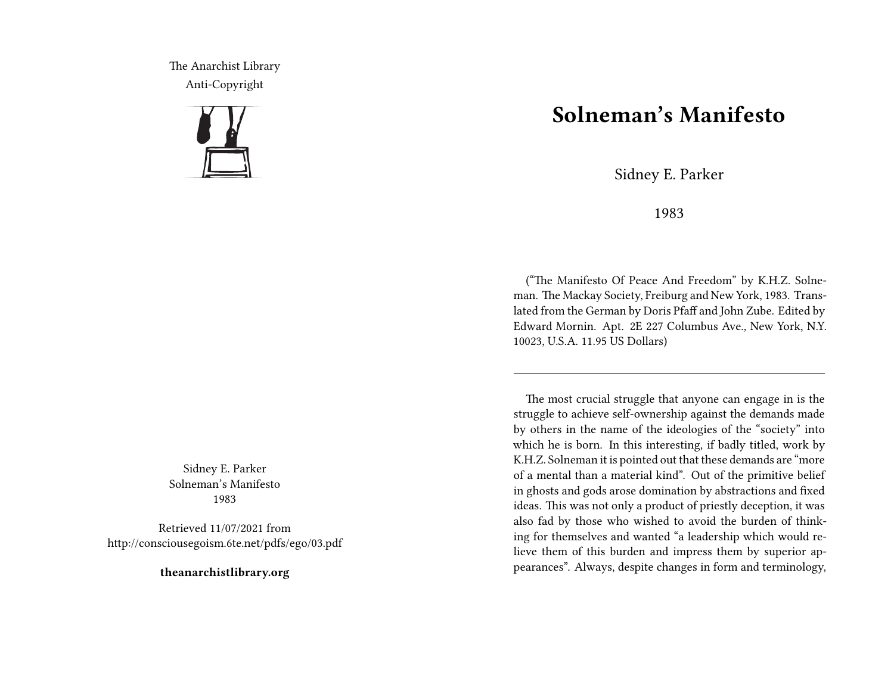The Anarchist Library
Anti-Copyright

Sidney E. Parker
Solneman's Manifesto
1983

Retrieved 11/07/2021 from http://consciousegoism.6te.net/pdfs/ego/03.pdf

**theanarchistlibrary.org**

# Solneman's Manifesto

Sidney E. Parker

1983

("The Manifesto Of Peace And Freedom" by K.H.Z. Solneman. The Mackay Society, Freiburg and New York, 1983. Translated from the German by Doris Pfaff and John Zube. Edited by Edward Mornin. Apt. 2E 227 Columbus Ave., New York, N.Y. 10023, U.S.A. 11.95 US Dollars)

---

The most crucial struggle that anyone can engage in is the struggle to achieve self-ownership against the demands made by others in the name of the ideologies of the "society" into which he is born. In this interesting, if badly titled, work by K.H.Z. Solneman it is pointed out that these demands are "more of a mental than a material kind". Out of the primitive belief in ghosts and gods arose domination by abstractions and fixed ideas. This was not only a product of priestly deception, it was also fad by those who wished to avoid the burden of thinking for themselves and wanted "a leadership which would relieve them of this burden and impress them by superior appearances". Always, despite changes in form and terminology,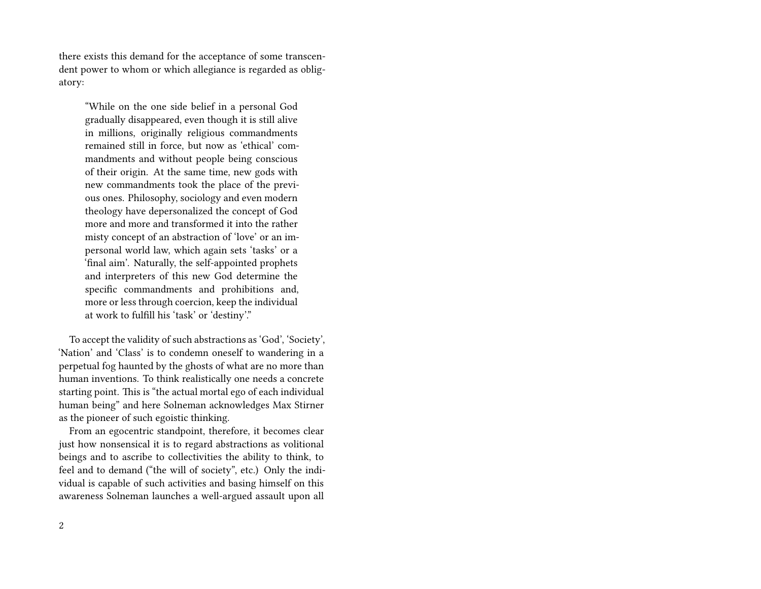there exists this demand for the acceptance of some transcendent power to whom or which allegiance is regarded as obligatory:

> "While on the one side belief in a personal God gradually disappeared, even though it is still alive in millions, originally religious commandments remained still in force, but now as 'ethical' commandments and without people being conscious of their origin. At the same time, new gods with new commandments took the place of the previous ones. Philosophy, sociology and even modern theology have depersonalized the concept of God more and more and transformed it into the rather misty concept of an abstraction of 'love' or an impersonal world law, which again sets 'tasks' or a 'final aim'. Naturally, the self-appointed prophets and interpreters of this new God determine the specific commandments and prohibitions and, more or less through coercion, keep the individual at work to fulfill his 'task' or 'destiny'."

To accept the validity of such abstractions as 'God', 'Society', 'Nation' and 'Class' is to condemn oneself to wandering in a perpetual fog haunted by the ghosts of what are no more than human inventions. To think realistically one needs a concrete starting point. This is "the actual mortal ego of each individual human being" and here Solneman acknowledges Max Stirner as the pioneer of such egoistic thinking.

From an egocentric standpoint, therefore, it becomes clear just how nonsensical it is to regard abstractions as volitional beings and to ascribe to collectivities the ability to think, to feel and to demand ("the will of society", etc.) Only the individual is capable of such activities and basing himself on this awareness Solneman launches a well-argued assault upon all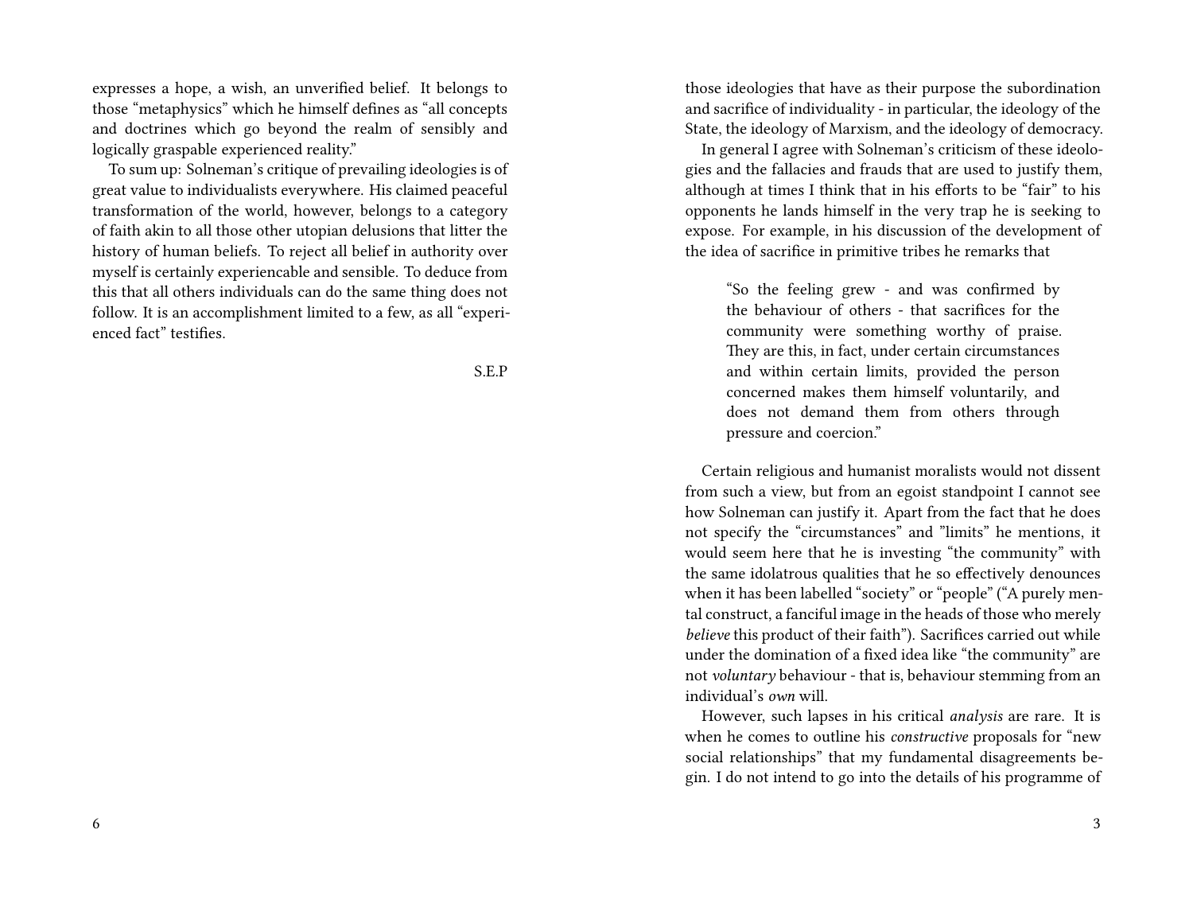expresses a hope, a wish, an unverified belief. It belongs to those "metaphysics" which he himself defines as "all concepts and doctrines which go beyond the realm of sensibly and logically graspable experienced reality."

To sum up: Solneman's critique of prevailing ideologies is of great value to individualists everywhere. His claimed peaceful transformation of the world, however, belongs to a category of faith akin to all those other utopian delusions that litter the history of human beliefs. To reject all belief in authority over myself is certainly experiencable and sensible. To deduce from this that all others individuals can do the same thing does not follow. It is an accomplishment limited to a few, as all "experienced fact" testifies.

S.E.P

those ideologies that have as their purpose the subordination and sacrifice of individuality - in particular, the ideology of the State, the ideology of Marxism, and the ideology of democracy.

In general I agree with Solneman's criticism of these ideologies and the fallacies and frauds that are used to justify them, although at times I think that in his efforts to be "fair" to his opponents he lands himself in the very trap he is seeking to expose. For example, in his discussion of the development of the idea of sacrifice in primitive tribes he remarks that

> "So the feeling grew - and was confirmed by the behaviour of others - that sacrifices for the community were something worthy of praise. They are this, in fact, under certain circumstances and within certain limits, provided the person concerned makes them himself voluntarily, and does not demand them from others through pressure and coercion."

Certain religious and humanist moralists would not dissent from such a view, but from an egoist standpoint I cannot see how Solneman can justify it. Apart from the fact that he does not specify the "circumstances" and "limits" he mentions, it would seem here that he is investing "the community" with the same idolatrous qualities that he so effectively denounces when it has been labelled "society" or "people" ("A purely mental construct, a fanciful image in the heads of those who merely *believe* this product of their faith"). Sacrifices carried out while under the domination of a fixed idea like "the community" are not *voluntary* behaviour - that is, behaviour stemming from an individual's *own* will.

However, such lapses in his critical *analysis* are rare. It is when he comes to outline his *constructive* proposals for "new social relationships" that my fundamental disagreements begin. I do not intend to go into the details of his programme of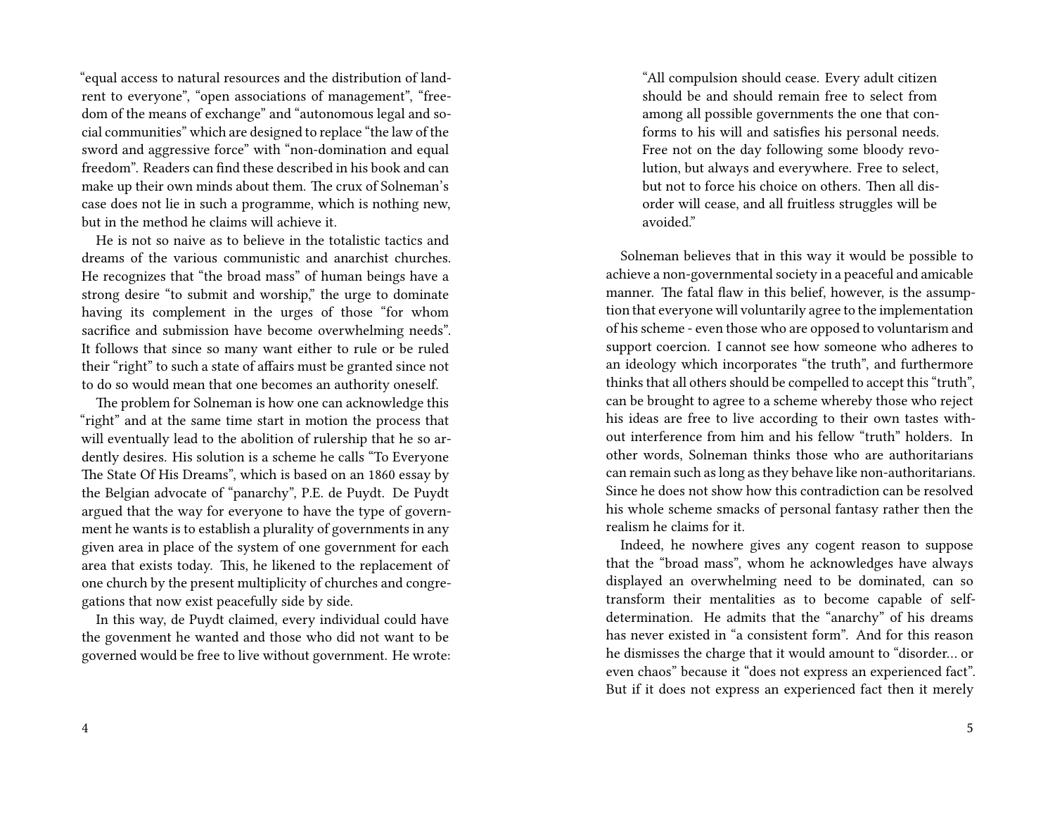"equal access to natural resources and the distribution of land-rent to everyone", "open associations of management", "freedom of the means of exchange" and "autonomous legal and social communities" which are designed to replace "the law of the sword and aggressive force" with "non-domination and equal freedom". Readers can find these described in his book and can make up their own minds about them. The crux of Solneman's case does not lie in such a programme, which is nothing new, but in the method he claims will achieve it.

He is not so naive as to believe in the totalistic tactics and dreams of the various communistic and anarchist churches. He recognizes that "the broad mass" of human beings have a strong desire "to submit and worship," the urge to dominate having its complement in the urges of those "for whom sacrifice and submission have become overwhelming needs". It follows that since so many want either to rule or be ruled their "right" to such a state of affairs must be granted since not to do so would mean that one becomes an authority oneself.

The problem for Solneman is how one can acknowledge this "right" and at the same time start in motion the process that will eventually lead to the abolition of rulership that he so ardently desires. His solution is a scheme he calls "To Everyone The State Of His Dreams", which is based on an 1860 essay by the Belgian advocate of "panarchy", P.E. de Puydt. De Puydt argued that the way for everyone to have the type of government he wants is to establish a plurality of governments in any given area in place of the system of one government for each area that exists today. This, he likened to the replacement of one church by the present multiplicity of churches and congregations that now exist peacefully side by side.

In this way, de Puydt claimed, every individual could have the govenment he wanted and those who did not want to be governed would be free to live without government. He wrote:

> "All compulsion should cease. Every adult citizen should be and should remain free to select from among all possible governments the one that conforms to his will and satisfies his personal needs. Free not on the day following some bloody revolution, but always and everywhere. Free to select, but not to force his choice on others. Then all disorder will cease, and all fruitless struggles will be avoided."

Solneman believes that in this way it would be possible to achieve a non-governmental society in a peaceful and amicable manner. The fatal flaw in this belief, however, is the assumption that everyone will voluntarily agree to the implementation of his scheme - even those who are opposed to voluntarism and support coercion. I cannot see how someone who adheres to an ideology which incorporates "the truth", and furthermore thinks that all others should be compelled to accept this "truth", can be brought to agree to a scheme whereby those who reject his ideas are free to live according to their own tastes without interference from him and his fellow "truth" holders. In other words, Solneman thinks those who are authoritarians can remain such as long as they behave like non-authoritarians. Since he does not show how this contradiction can be resolved his whole scheme smacks of personal fantasy rather then the realism he claims for it.

Indeed, he nowhere gives any cogent reason to suppose that the "broad mass", whom he acknowledges have always displayed an overwhelming need to be dominated, can so transform their mentalities as to become capable of self-determination. He admits that the "anarchy" of his dreams has never existed in "a consistent form". And for this reason he dismisses the charge that it would amount to "disorder… or even chaos" because it "does not express an experienced fact". But if it does not express an experienced fact then it merely